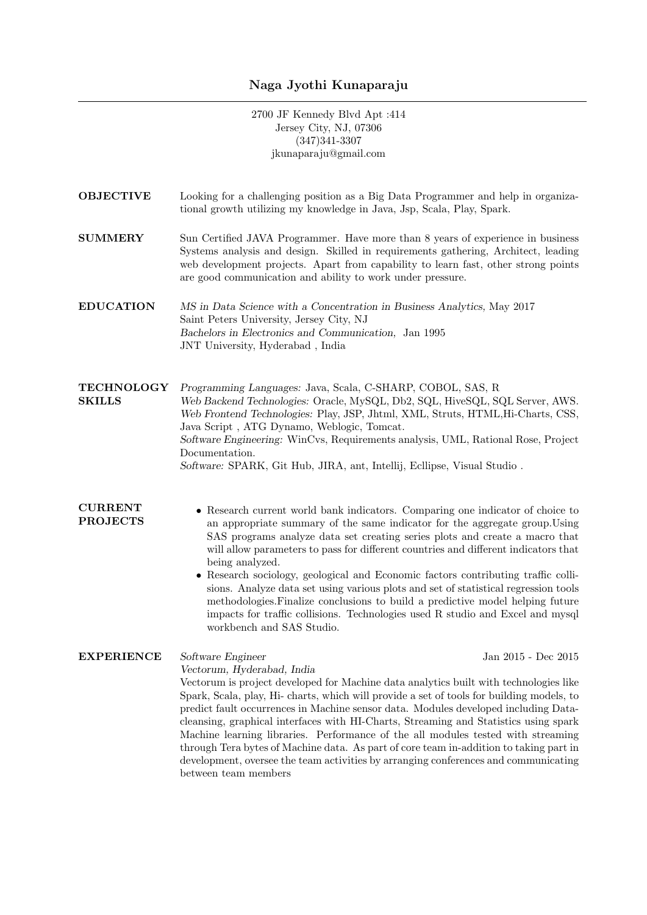# Naga Jyothi Kunaparaju

2700 JF Kennedy Blvd Apt :414
Jersey City, NJ, 07306
(347)341-3307
jkunaparaju@gmail.com

## OBJECTIVE

Looking for a challenging position as a Big Data Programmer and help in organizational growth utilizing my knowledge in Java, Jsp, Scala, Play, Spark.

## SUMMERY

Sun Certified JAVA Programmer. Have more than 8 years of experience in business Systems analysis and design. Skilled in requirements gathering, Architect, leading web development projects. Apart from capability to learn fast, other strong points are good communication and ability to work under pressure.

## EDUCATION

*MS in Data Science with a Concentration in Business Analytics*, May 2017
Saint Peters University, Jersey City, NJ
*Bachelors in Electronics and Communication,* Jan 1995
JNT University, Hyderabad , India

## TECHNOLOGY SKILLS

*Programming Languages:* Java, Scala, C-SHARP, COBOL, SAS, R
*Web Backend Technologies:* Oracle, MySQL, Db2, SQL, HiveSQL, SQL Server, AWS.
*Web Frontend Technologies:* Play, JSP, Jhtml, XML, Struts, HTML,Hi-Charts, CSS, Java Script , ATG Dynamo, Weblogic, Tomcat.
*Software Engineering:* WinCvs, Requirements analysis, UML, Rational Rose, Project Documentation.
*Software:* SPARK, Git Hub, JIRA, ant, Intellij, Ecllipse, Visual Studio .

## CURRENT PROJECTS

- Research current world bank indicators. Comparing one indicator of choice to an appropriate summary of the same indicator for the aggregate group.Using SAS programs analyze data set creating series plots and create a macro that will allow parameters to pass for different countries and different indicators that being analyzed.
- Research sociology, geological and Economic factors contributing traffic collisions. Analyze data set using various plots and set of statistical regression tools methodologies.Finalize conclusions to build a predictive model helping future impacts for traffic collisions. Technologies used R studio and Excel and mysql workbench and SAS Studio.

## EXPERIENCE

*Software Engineer* Jan 2015 - Dec 2015
*Vectorum, Hyderabad, India*
Vectorum is project developed for Machine data analytics built with technologies like Spark, Scala, play, Hi- charts, which will provide a set of tools for building models, to predict fault occurrences in Machine sensor data. Modules developed including Data-cleansing, graphical interfaces with HI-Charts, Streaming and Statistics using spark Machine learning libraries. Performance of the all modules tested with streaming through Tera bytes of Machine data. As part of core team in-addition to taking part in development, oversee the team activities by arranging conferences and communicating between team members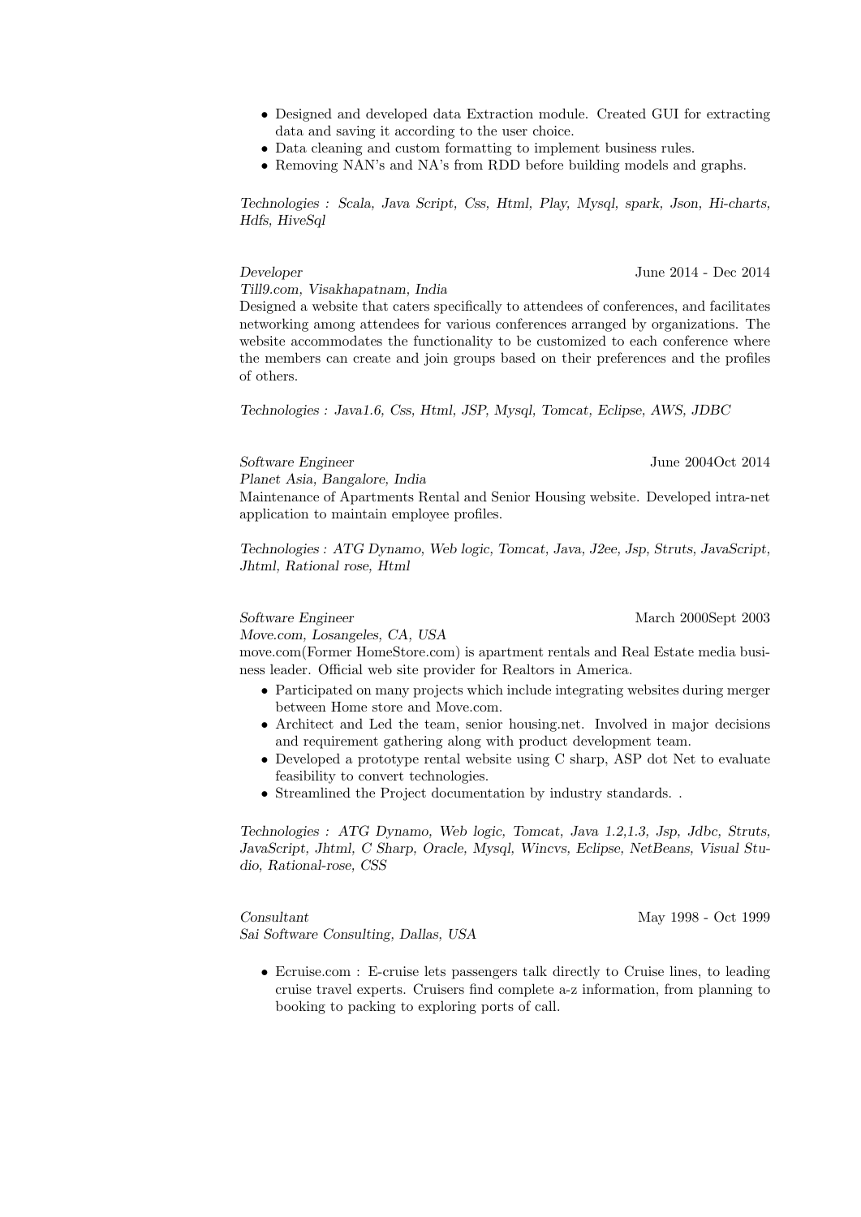- Designed and developed data Extraction module. Created GUI for extracting data and saving it according to the user choice.
- Data cleaning and custom formatting to implement business rules.
- Removing NAN's and NA's from RDD before building models and graphs.

*Technologies : Scala, Java Script, Css, Html, Play, Mysql, spark, Json, Hi-charts, Hdfs, HiveSql*

*Developer* June 2014 - Dec 2014
*Till9.com, Visakhapatnam, India*
Designed a website that caters specifically to attendees of conferences, and facilitates networking among attendees for various conferences arranged by organizations. The website accommodates the functionality to be customized to each conference where the members can create and join groups based on their preferences and the profiles of others.

*Technologies : Java1.6, Css, Html, JSP, Mysql, Tomcat, Eclipse, AWS, JDBC*

*Software Engineer* June 2004Oct 2014
*Planet Asia, Bangalore, India*
Maintenance of Apartments Rental and Senior Housing website. Developed intra-net application to maintain employee profiles.

*Technologies : ATG Dynamo, Web logic, Tomcat, Java, J2ee, Jsp, Struts, JavaScript, Jhtml, Rational rose, Html*

*Software Engineer* March 2000Sept 2003
*Move.com, Losangeles, CA, USA*
move.com(Former HomeStore.com) is apartment rentals and Real Estate media business leader. Official web site provider for Realtors in America.

- Participated on many projects which include integrating websites during merger between Home store and Move.com.
- Architect and Led the team, senior housing.net. Involved in major decisions and requirement gathering along with product development team.
- Developed a prototype rental website using C sharp, ASP dot Net to evaluate feasibility to convert technologies.
- Streamlined the Project documentation by industry standards. .

*Technologies : ATG Dynamo, Web logic, Tomcat, Java 1.2,1.3, Jsp, Jdbc, Struts, JavaScript, Jhtml, C Sharp, Oracle, Mysql, Wincvs, Eclipse, NetBeans, Visual Studio, Rational-rose, CSS*

*Consultant* May 1998 - Oct 1999
*Sai Software Consulting, Dallas, USA*

- Ecruise.com : E-cruise lets passengers talk directly to Cruise lines, to leading cruise travel experts. Cruisers find complete a-z information, from planning to booking to packing to exploring ports of call.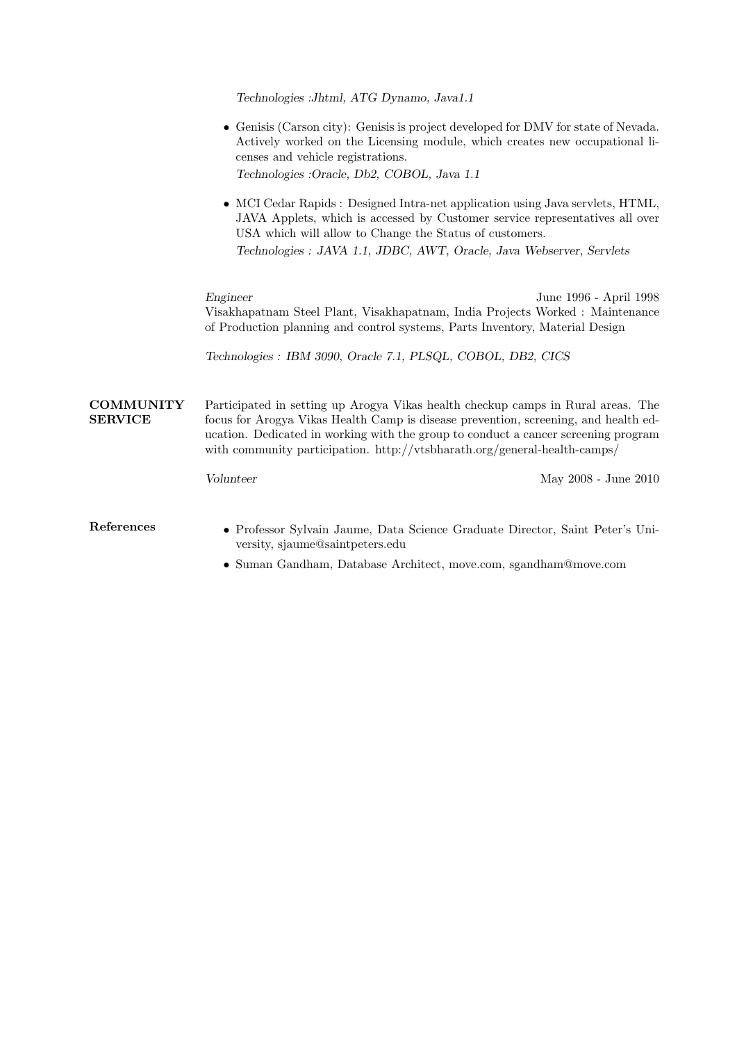*Technologies :Jhtml, ATG Dynamo, Java1.1*

- Genisis (Carson city): Genisis is project developed for DMV for state of Nevada. Actively worked on the Licensing module, which creates new occupational licenses and vehicle registrations.

  *Technologies :Oracle, Db2, COBOL, Java 1.1*

- MCI Cedar Rapids : Designed Intra-net application using Java servlets, HTML, JAVA Applets, which is accessed by Customer service representatives all over USA which will allow to Change the Status of customers.

  *Technologies : JAVA 1.1, JDBC, AWT, Oracle, Java Webserver, Servlets*

*Engineer* June 1996 - April 1998

Visakhapatnam Steel Plant, Visakhapatnam, India Projects Worked : Maintenance of Production planning and control systems, Parts Inventory, Material Design

*Technologies : IBM 3090, Oracle 7.1, PLSQL, COBOL, DB2, CICS*

## COMMUNITY SERVICE

Participated in setting up Arogya Vikas health checkup camps in Rural areas. The focus for Arogya Vikas Health Camp is disease prevention, screening, and health education. Dedicated in working with the group to conduct a cancer screening program with community participation. http://vtsbharath.org/general-health-camps/

*Volunteer* May 2008 - June 2010

## References

- Professor Sylvain Jaume, Data Science Graduate Director, Saint Peter's University, sjaume@saintpeters.edu
- Suman Gandham, Database Architect, move.com, sgandham@move.com